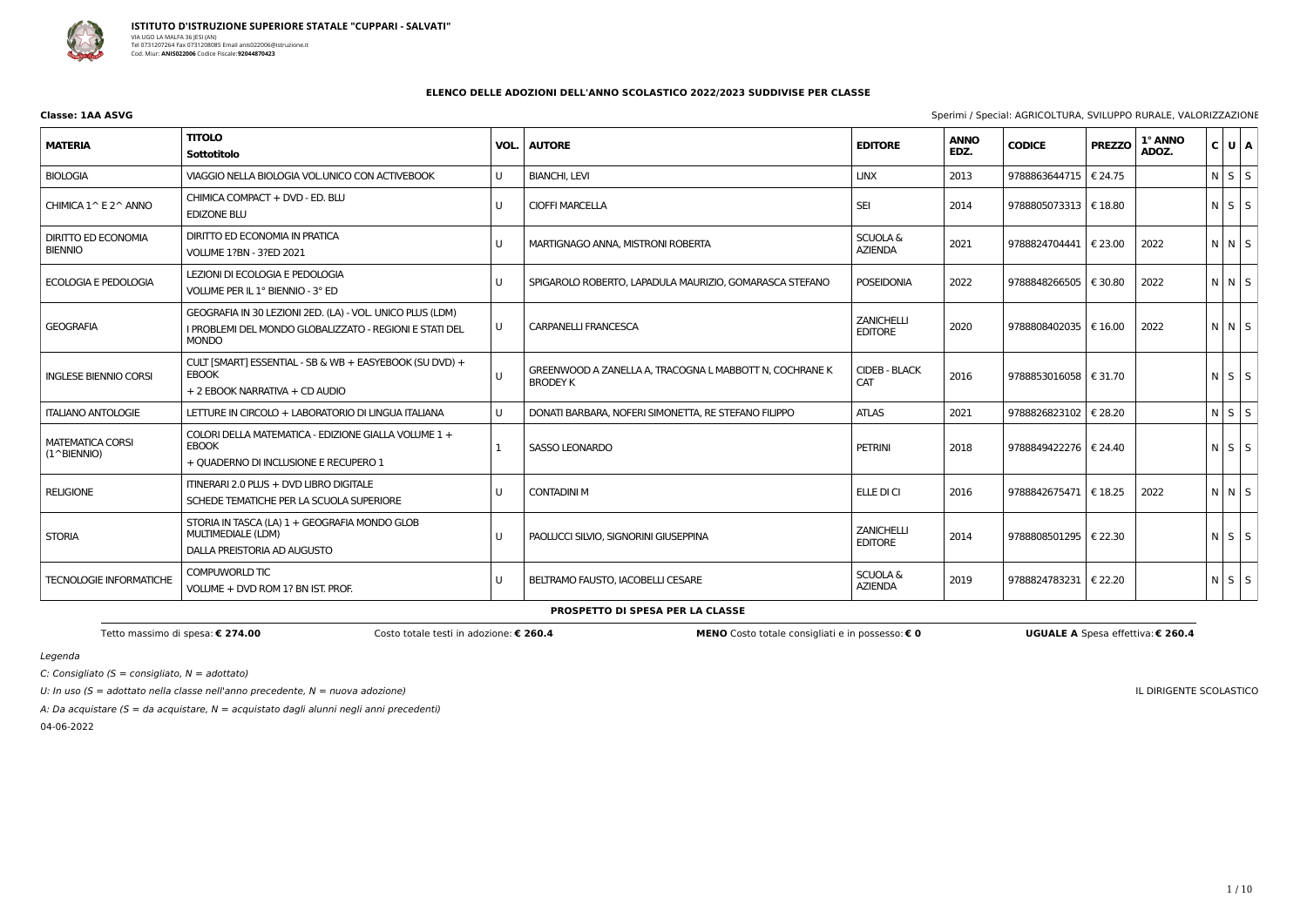**ISTITUTO D'ISTRUZIONE SUPERIORE STATALE "CUPPARI - SALVATI"**
VIA UGO LA MALFA 36 JESI (AN)
Tel 0731207264 Fax 0731208085 Email anis022006@istruzione.it
Cod. Miur: **ANIS022006** Codice Fiscale: **92044870423**

## ELENCO DELLE ADOZIONI DELL'ANNO SCOLASTICO 2022/2023 SUDDIVISE PER CLASSE

**Classe: 1AA ASVG**

Sperimi / Special: AGRICOLTURA, SVILUPPO RURALE, VALORIZZAZIONE

| MATERIA | TITOLO Sottotitolo | VOL. | AUTORE | EDITORE | ANNO EDZ. | CODICE | PREZZO | 1° ANNO ADOZ. | C | U | A |
|---|---|---|---|---|---|---|---|---|---|---|---|
| BIOLOGIA | VIAGGIO NELLA BIOLOGIA VOL.UNICO CON ACTIVEBOOK | U | BIANCHI, LEVI | LINX | 2013 | 9788863644715 | € 24.75 | | N | S | S |
| CHIMICA 1^ E 2^ ANNO | CHIMICA COMPACT + DVD - ED. BLU<br>EDIZONE BLU | U | CIOFFI MARCELLA | SEI | 2014 | 9788805073313 | € 18.80 | | N | S | S |
| DIRITTO ED ECONOMIA BIENNIO | DIRITTO ED ECONOMIA IN PRATICA<br>VOLUME 1?BN - 3?ED 2021 | U | MARTIGNAGO ANNA, MISTRONI ROBERTA | SCUOLA & AZIENDA | 2021 | 9788824704441 | € 23.00 | 2022 | N | N | S |
| ECOLOGIA E PEDOLOGIA | LEZIONI DI ECOLOGIA E PEDOLOGIA<br>VOLUME PER IL 1° BIENNIO - 3° ED | U | SPIGAROLO ROBERTO, LAPADULA MAURIZIO, GOMARASCA STEFANO | POSEIDONIA | 2022 | 9788848266505 | € 30.80 | 2022 | N | N | S |
| GEOGRAFIA | GEOGRAFIA IN 30 LEZIONI 2ED. (LA) - VOL. UNICO PLUS (LDM)<br>I PROBLEMI DEL MONDO GLOBALIZZATO - REGIONI E STATI DEL MONDO | U | CARPANELLI FRANCESCA | ZANICHELLI EDITORE | 2020 | 9788808402035 | € 16.00 | 2022 | N | N | S |
| INGLESE BIENNIO CORSI | CULT [SMART] ESSENTIAL - SB & WB + EASYEBOOK (SU DVD) + EBOOK<br>+ 2 EBOOK NARRATIVA + CD AUDIO | U | GREENWOOD A ZANELLA A, TRACOGNA L MABBOTT N, COCHRANE K BRODEY K | CIDEB - BLACK CAT | 2016 | 9788853016058 | € 31.70 | | N | S | S |
| ITALIANO ANTOLOGIE | LETTURE IN CIRCOLO + LABORATORIO DI LINGUA ITALIANA | U | DONATI BARBARA, NOFERI SIMONETTA, RE STEFANO FILIPPO | ATLAS | 2021 | 9788826823102 | € 28.20 | | N | S | S |
| MATEMATICA CORSI (1^BIENNIO) | COLORI DELLA MATEMATICA - EDIZIONE GIALLA VOLUME 1 + EBOOK<br>+ QUADERNO DI INCLUSIONE E RECUPERO 1 | 1 | SASSO LEONARDO | PETRINI | 2018 | 9788849422276 | € 24.40 | | N | S | S |
| RELIGIONE | ITINERARI 2.0 PLUS + DVD LIBRO DIGITALE<br>SCHEDE TEMATICHE PER LA SCUOLA SUPERIORE | U | CONTADINI M | ELLE DI CI | 2016 | 9788842675471 | € 18.25 | 2022 | N | N | S |
| STORIA | STORIA IN TASCA (LA) 1 + GEOGRAFIA MONDO GLOB MULTIMEDIALE (LDM)<br>DALLA PREISTORIA AD AUGUSTO | U | PAOLUCCI SILVIO, SIGNORINI GIUSEPPINA | ZANICHELLI EDITORE | 2014 | 9788808501295 | € 22.30 | | N | S | S |
| TECNOLOGIE INFORMATICHE | COMPUWORLD TIC<br>VOLUME + DVD ROM 1? BN IST. PROF. | U | BELTRAMO FAUSTO, IACOBELLI CESARE | SCUOLA & AZIENDA | 2019 | 9788824783231 | € 22.20 | | N | S | S |

**PROSPETTO DI SPESA PER LA CLASSE**

Tetto massimo di spesa: **€ 274.00** | Costo totale testi in adozione: **€ 260.4** | **MENO** Costo totale consigliati e in possesso: **€ 0** | **UGUALE A** Spesa effettiva: **€ 260.4**

*Legenda*

*C: Consigliato (S = consigliato, N = adottato)*

*U: In uso (S = adottato nella classe nell'anno precedente, N = nuova adozione)*

*A: Da acquistare (S = da acquistare, N = acquistato dagli alunni negli anni precedenti)*

04-06-2022

IL DIRIGENTE SCOLASTICO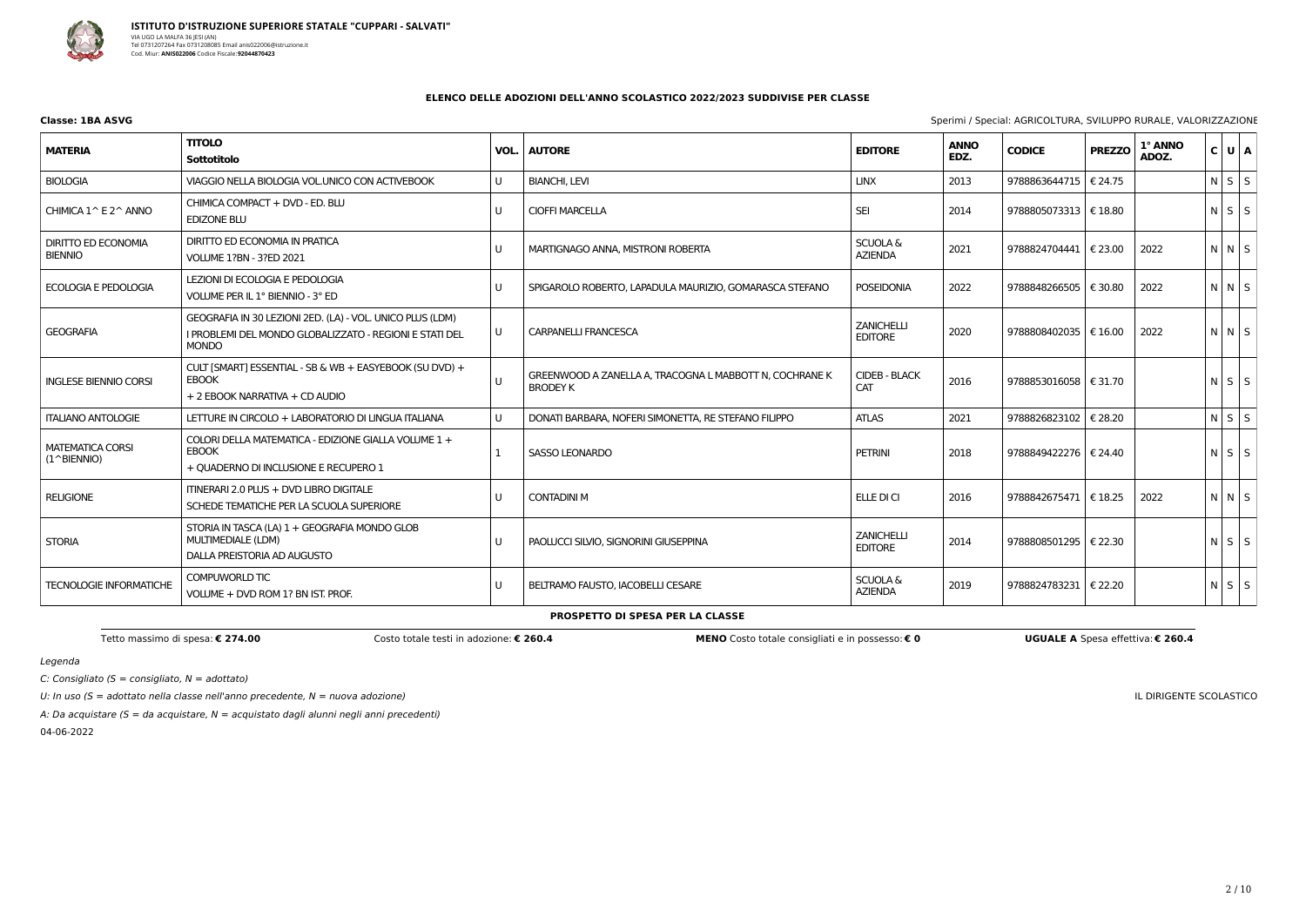**ISTITUTO D'ISTRUZIONE SUPERIORE STATALE "CUPPARI - SALVATI"**
VIA UGO LA MALFA 36 JESI (AN)
Tel 0731207264 Fax 0731208085 Email anis022006@istruzione.it
Cod. Miur: **ANIS022006** Codice Fiscale: **92044870423**

**ELENCO DELLE ADOZIONI DELL'ANNO SCOLASTICO 2022/2023 SUDDIVISE PER CLASSE**

**Classe: 1BA ASVG**

Sperimi / Special: AGRICOLTURA, SVILUPPO RURALE, VALORIZZAZIONE

| MATERIA | TITOLO Sottotitolo | VOL. | AUTORE | EDITORE | ANNO EDZ. | CODICE | PREZZO | 1° ANNO ADOZ. | C | U | A |
|---|---|---|---|---|---|---|---|---|---|---|---|
| BIOLOGIA | VIAGGIO NELLA BIOLOGIA VOL.UNICO CON ACTIVEBOOK | U | BIANCHI, LEVI | LINX | 2013 | 9788863644715 | € 24.75 | | N | S | S |
| CHIMICA 1^ E 2^ ANNO | CHIMICA COMPACT + DVD - ED. BLU<br>EDIZONE BLU | U | CIOFFI MARCELLA | SEI | 2014 | 9788805073313 | € 18.80 | | N | S | S |
| DIRITTO ED ECONOMIA BIENNIO | DIRITTO ED ECONOMIA IN PRATICA<br>VOLUME 1?BN - 3?ED 2021 | U | MARTIGNAGO ANNA, MISTRONI ROBERTA | SCUOLA & AZIENDA | 2021 | 9788824704441 | € 23.00 | 2022 | N | N | S |
| ECOLOGIA E PEDOLOGIA | LEZIONI DI ECOLOGIA E PEDOLOGIA<br>VOLUME PER IL 1° BIENNIO - 3° ED | U | SPIGAROLO ROBERTO, LAPADULA MAURIZIO, GOMARASCA STEFANO | POSEIDONIA | 2022 | 9788848266505 | € 30.80 | 2022 | N | N | S |
| GEOGRAFIA | GEOGRAFIA IN 30 LEZIONI 2ED. (LA) - VOL. UNICO PLUS (LDM)<br>I PROBLEMI DEL MONDO GLOBALIZZATO - REGIONI E STATI DEL MONDO | U | CARPANELLI FRANCESCA | ZANICHELLI EDITORE | 2020 | 9788808402035 | € 16.00 | 2022 | N | N | S |
| INGLESE BIENNIO CORSI | CULT [SMART] ESSENTIAL - SB & WB + EASYEBOOK (SU DVD) + EBOOK<br>+ 2 EBOOK NARRATIVA + CD AUDIO | U | GREENWOOD A ZANELLA A, TRACOGNA L MABBOTT N, COCHRANE K BRODEY K | CIDEB - BLACK CAT | 2016 | 9788853016058 | € 31.70 | | N | S | S |
| ITALIANO ANTOLOGIE | LETTURE IN CIRCOLO + LABORATORIO DI LINGUA ITALIANA | U | DONATI BARBARA, NOFERI SIMONETTA, RE STEFANO FILIPPO | ATLAS | 2021 | 9788826823102 | € 28.20 | | N | S | S |
| MATEMATICA CORSI (1^BIENNIO) | COLORI DELLA MATEMATICA - EDIZIONE GIALLA VOLUME 1 + EBOOK<br>+ QUADERNO DI INCLUSIONE E RECUPERO 1 | 1 | SASSO LEONARDO | PETRINI | 2018 | 9788849422276 | € 24.40 | | N | S | S |
| RELIGIONE | ITINERARI 2.0 PLUS + DVD LIBRO DIGITALE<br>SCHEDE TEMATICHE PER LA SCUOLA SUPERIORE | U | CONTADINI M | ELLE DI CI | 2016 | 9788842675471 | € 18.25 | 2022 | N | N | S |
| STORIA | STORIA IN TASCA (LA) 1 + GEOGRAFIA MONDO GLOB MULTIMEDIALE (LDM)<br>DALLA PREISTORIA AD AUGUSTO | U | PAOLUCCI SILVIO, SIGNORINI GIUSEPPINA | ZANICHELLI EDITORE | 2014 | 9788808501295 | € 22.30 | | N | S | S |
| TECNOLOGIE INFORMATICHE | COMPUWORLD TIC<br>VOLUME + DVD ROM 1? BN IST. PROF. | U | BELTRAMO FAUSTO, IACOBELLI CESARE | SCUOLA & AZIENDA | 2019 | 9788824783231 | € 22.20 | | N | S | S |

**PROSPETTO DI SPESA PER LA CLASSE**

Tetto massimo di spesa: **€ 274.00** | Costo totale testi in adozione: **€ 260.4** | **MENO** Costo totale consigliati e in possesso: **€ 0** | **UGUALE A** Spesa effettiva: **€ 260.4**

*Legenda*

*C: Consigliato (S = consigliato, N = adottato)*

*U: In uso (S = adottato nella classe nell'anno precedente, N = nuova adozione)*

*A: Da acquistare (S = da acquistare, N = acquistato dagli alunni negli anni precedenti)*

04-06-2022

IL DIRIGENTE SCOLASTICO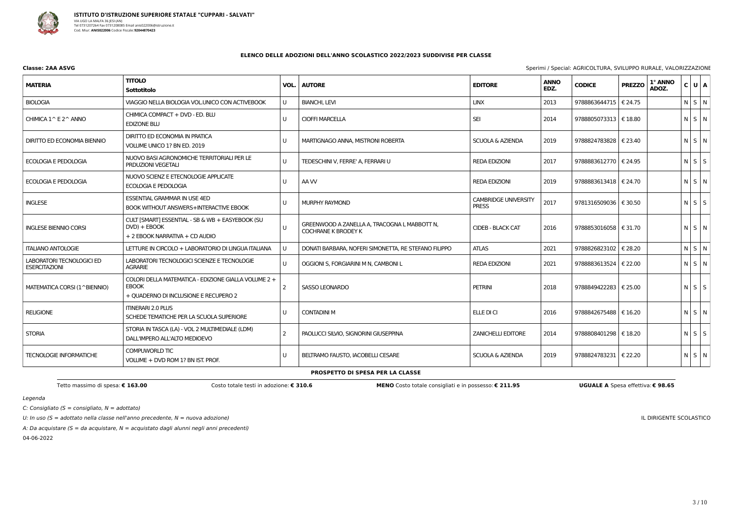**ISTITUTO D'ISTRUZIONE SUPERIORE STATALE "CUPPARI - SALVATI"**
VIA UGO LA MALFA 36 JESI (AN)
Tel 0731207264 Fax 0731208085 Email anis022006@istruzione.it
Cod. Miur: **ANIS022006** Codice Fiscale: **92044870423**

## ELENCO DELLE ADOZIONI DELL'ANNO SCOLASTICO 2022/2023 SUDDIVISE PER CLASSE

**Classe: 2AA ASVG**

Sperimi / Special: AGRICOLTURA, SVILUPPO RURALE, VALORIZZAZIONE

| MATERIA | TITOLO<br>Sottotitolo | VOL. | AUTORE | EDITORE | ANNO EDZ. | CODICE | PREZZO | 1° ANNO ADOZ. | C | U | A |
|---|---|---|---|---|---|---|---|---|---|---|---|
| BIOLOGIA | VIAGGIO NELLA BIOLOGIA VOL.UNICO CON ACTIVEBOOK | U | BIANCHI, LEVI | LINX | 2013 | 9788863644715 | € 24.75 | | N | S | N |
| CHIMICA 1^ E 2^ ANNO | CHIMICA COMPACT + DVD - ED. BLU<br>EDIZONE BLU | U | CIOFFI MARCELLA | SEI | 2014 | 9788805073313 | € 18.80 | | N | S | N |
| DIRITTO ED ECONOMIA BIENNIO | DIRITTO ED ECONOMIA IN PRATICA<br>VOLUME UNICO 1? BN ED. 2019 | U | MARTIGNAGO ANNA, MISTRONI ROBERTA | SCUOLA & AZIENDA | 2019 | 9788824783828 | € 23.40 | | N | S | N |
| ECOLOGIA E PEDOLOGIA | NUOVO BASI AGRONOMICHE TERRITORIALI PER LE PRDUZIONI VEGETALI | U | TEDESCHINI V, FERRE' A, FERRARI U | REDA EDIZIONI | 2017 | 9788883612770 | € 24.95 | | N | S | S |
| ECOLOGIA E PEDOLOGIA | NUOVO SCIENZ E ETECNOLOGIE APPLICATE<br>ECOLOGIA E PEDOLOGIA | U | AA VV | REDA EDIZIONI | 2019 | 9788883613418 | € 24.70 | | N | S | N |
| INGLESE | ESSENTIAL GRAMMAR IN USE 4ED<br>BOOK WITHOUT ANSWERS+INTERACTIVE EBOOK | U | MURPHY RAYMOND | CAMBRIDGE UNIVERSITY PRESS | 2017 | 9781316509036 | € 30.50 | | N | S | S |
| INGLESE BIENNIO CORSI | CULT [SMART] ESSENTIAL - SB & WB + EASYEBOOK (SU DVD) + EBOOK<br>+ 2 EBOOK NARRATIVA + CD AUDIO | U | GREENWOOD A ZANELLA A, TRACOGNA L MABBOTT N, COCHRANE K BRODEY K | CIDEB - BLACK CAT | 2016 | 9788853016058 | € 31.70 | | N | S | N |
| ITALIANO ANTOLOGIE | LETTURE IN CIRCOLO + LABORATORIO DI LINGUA ITALIANA | U | DONATI BARBARA, NOFERI SIMONETTA, RE STEFANO FILIPPO | ATLAS | 2021 | 9788826823102 | € 28.20 | | N | S | N |
| LABORATORI TECNOLOGICI ED ESERCITAZIONI | LABORATORI TECNOLOGICI SCIENZE E TECNOLOGIE AGRARIE | U | OGGIONI S, FORGIARINI M N, CAMBONI L | REDA EDIZIONI | 2021 | 9788883613524 | € 22.00 | | N | S | N |
| MATEMATICA CORSI (1^BIENNIO) | COLORI DELLA MATEMATICA - EDIZIONE GIALLA VOLUME 2 + EBOOK<br>+ QUADERNO DI INCLUSIONE E RECUPERO 2 | 2 | SASSO LEONARDO | PETRINI | 2018 | 9788849422283 | € 25.00 | | N | S | S |
| RELIGIONE | ITINERARI 2.0 PLUS<br>SCHEDE TEMATICHE PER LA SCUOLA SUPERIORE | U | CONTADINI M | ELLE DI CI | 2016 | 9788842675488 | € 16.20 | | N | S | N |
| STORIA | STORIA IN TASCA (LA) - VOL 2 MULTIMEDIALE (LDM)<br>DALL'IMPERO ALL'ALTO MEDIOEVO | 2 | PAOLUCCI SILVIO, SIGNORINI GIUSEPPINA | ZANICHELLI EDITORE | 2014 | 9788808401298 | € 18.20 | | N | S | S |
| TECNOLOGIE INFORMATICHE | COMPUWORLD TIC<br>VOLUME + DVD ROM 1? BN IST. PROF. | U | BELTRAMO FAUSTO, IACOBELLI CESARE | SCUOLA & AZIENDA | 2019 | 9788824783231 | € 22.20 | | N | S | N |

**PROSPETTO DI SPESA PER LA CLASSE**

Tetto massimo di spesa: **€ 163.00** Costo totale testi in adozione: **€ 310.6** **MENO** Costo totale consigliati e in possesso: **€ 211.95** **UGUALE A** Spesa effettiva: **€ 98.65**

*Legenda*

*C: Consigliato (S = consigliato, N = adottato)*

*U: In uso (S = adottato nella classe nell'anno precedente, N = nuova adozione)*

*A: Da acquistare (S = da acquistare, N = acquistato dagli alunni negli anni precedenti)*

04-06-2022

IL DIRIGENTE SCOLASTICO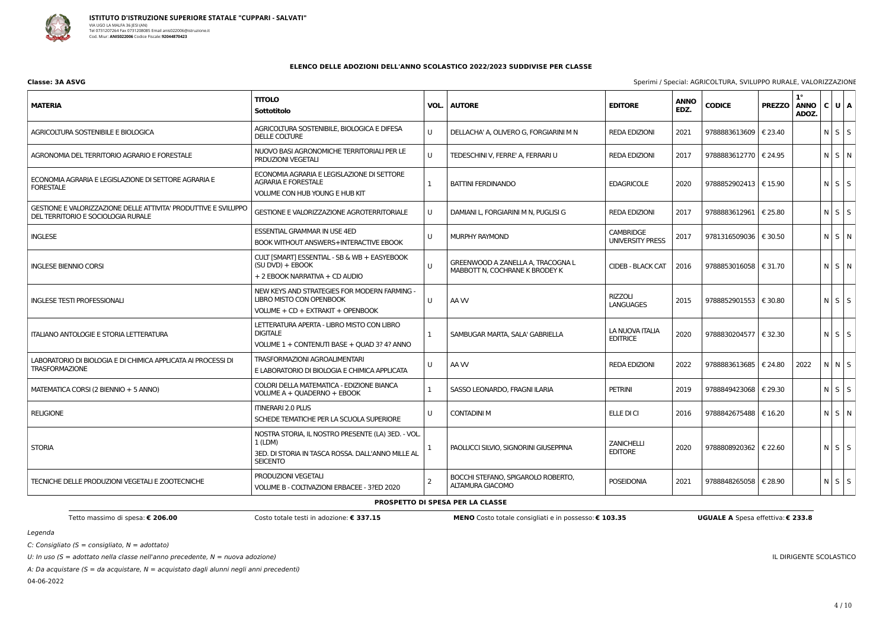**ISTITUTO D'ISTRUZIONE SUPERIORE STATALE "CUPPARI - SALVATI"**
VIA UGO LA MALFA 36 JESI (AN)
Tel 0731207264 Fax 0731208085 Email anis022006@istruzione.it
Cod. Miur: **ANIS022006** Codice Fiscale: **92044870423**

## ELENCO DELLE ADOZIONI DELL'ANNO SCOLASTICO 2022/2023 SUDDIVISE PER CLASSE

**Classe: 3A ASVG**

Sperimi / Special: AGRICOLTURA, SVILUPPO RURALE, VALORIZZAZIONE

| MATERIA | TITOLO Sottotitolo | VOL. | AUTORE | EDITORE | ANNO EDZ. | CODICE | PREZZO | 1° ANNO ADOZ. | C | U | A |
|---|---|---|---|---|---|---|---|---|---|---|---|
| AGRICOLTURA SOSTENIBILE E BIOLOGICA | AGRICOLTURA SOSTENIBILE, BIOLOGICA E DIFESA DELLE COLTURE | U | DELLACHA' A, OLIVERO G, FORGIARINI M N | REDA EDIZIONI | 2021 | 9788883613609 | € 23.40 | | N | S | S |
| AGRONOMIA DEL TERRITORIO AGRARIO E FORESTALE | NUOVO BASI AGRONOMICHE TERRITORIALI PER LE PRDUZIONI VEGETALI | U | TEDESCHINI V, FERRE' A, FERRARI U | REDA EDIZIONI | 2017 | 9788883612770 | € 24.95 | | N | S | N |
| ECONOMIA AGRARIA E LEGISLAZIONE DI SETTORE AGRARIA E FORESTALE | ECONOMIA AGRARIA E LEGISLAZIONE DI SETTORE AGRARIA E FORESTALE<br>VOLUME CON HUB YOUNG E HUB KIT | 1 | BATTINI FERDINANDO | EDAGRICOLE | 2020 | 9788852902413 | € 15.90 | | N | S | S |
| GESTIONE E VALORIZZAZIONE DELLE ATTIVITA' PRODUTTIVE E SVILUPPO DEL TERRITORIO E SOCIOLOGIA RURALE | GESTIONE E VALORIZZAZIONE AGROTERRITORIALE | U | DAMIANI L, FORGIARINI M N, PUGLISI G | REDA EDIZIONI | 2017 | 9788883612961 | € 25.80 | | N | S | S |
| INGLESE | ESSENTIAL GRAMMAR IN USE 4ED<br>BOOK WITHOUT ANSWERS+INTERACTIVE EBOOK | U | MURPHY RAYMOND | CAMBRIDGE UNIVERSITY PRESS | 2017 | 9781316509036 | € 30.50 | | N | S | N |
| INGLESE BIENNIO CORSI | CULT [SMART] ESSENTIAL - SB & WB + EASYEBOOK (SU DVD) + EBOOK<br>+ 2 EBOOK NARRATIVA + CD AUDIO | U | GREENWOOD A ZANELLA A, TRACOGNA L MABBOTT N, COCHRANE K BRODEY K | CIDEB - BLACK CAT | 2016 | 9788853016058 | € 31.70 | | N | S | N |
| INGLESE TESTI PROFESSIONALI | NEW KEYS AND STRATEGIES FOR MODERN FARMING - LIBRO MISTO CON OPENBOOK<br>VOLUME + CD + EXTRAKIT + OPENBOOK | U | AA VV | RIZZOLI LANGUAGES | 2015 | 9788852901553 | € 30.80 | | N | S | S |
| ITALIANO ANTOLOGIE E STORIA LETTERATURA | LETTERATURA APERTA - LIBRO MISTO CON LIBRO DIGITALE<br>VOLUME 1 + CONTENUTI BASE + QUAD 3? 4? ANNO | 1 | SAMBUGAR MARTA, SALA' GABRIELLA | LA NUOVA ITALIA EDITRICE | 2020 | 9788830204577 | € 32.30 | | N | S | S |
| LABORATORIO DI BIOLOGIA E DI CHIMICA APPLICATA AI PROCESSI DI TRASFORMAZIONE | TRASFORMAZIONI AGROALIMENTARI<br>E LABORATORIO DI BIOLOGIA E CHIMICA APPLICATA | U | AA VV | REDA EDIZIONI | 2022 | 9788883613685 | € 24.80 | 2022 | N | N | S |
| MATEMATICA CORSI (2 BIENNIO + 5 ANNO) | COLORI DELLA MATEMATICA - EDIZIONE BIANCA VOLUME A + QUADERNO + EBOOK | 1 | SASSO LEONARDO, FRAGNI ILARIA | PETRINI | 2019 | 9788849423068 | € 29.30 | | N | S | S |
| RELIGIONE | ITINERARI 2.0 PLUS<br>SCHEDE TEMATICHE PER LA SCUOLA SUPERIORE | U | CONTADINI M | ELLE DI CI | 2016 | 9788842675488 | € 16.20 | | N | S | N |
| STORIA | NOSTRA STORIA, IL NOSTRO PRESENTE (LA) 3ED. - VOL. 1 (LDM)<br>3ED. DI STORIA IN TASCA ROSSA. DALL'ANNO MILLE AL SEICENTO | 1 | PAOLUCCI SILVIO, SIGNORINI GIUSEPPINA | ZANICHELLI EDITORE | 2020 | 9788808920362 | € 22.60 | | N | S | S |
| TECNICHE DELLE PRODUZIONI VEGETALI E ZOOTECNICHE | PRODUZIONI VEGETALI<br>VOLUME B - COLTIVAZIONI ERBACEE - 3?ED 2020 | 2 | BOCCHI STEFANO, SPIGAROLO ROBERTO, ALTAMURA GIACOMO | POSEIDONIA | 2021 | 9788848265058 | € 28.90 | | N | S | S |

**PROSPETTO DI SPESA PER LA CLASSE**

Tetto massimo di spesa: **€ 206.00** | Costo totale testi in adozione: **€ 337.15** | **MENO** Costo totale consigliati e in possesso: **€ 103.35** | **UGUALE A** Spesa effettiva: **€ 233.8**

*Legenda*

*C: Consigliato (S = consigliato, N = adottato)*

*U: In uso (S = adottato nella classe nell'anno precedente, N = nuova adozione)*

*A: Da acquistare (S = da acquistare, N = acquistato dagli alunni negli anni precedenti)*

04-06-2022

IL DIRIGENTE SCOLASTICO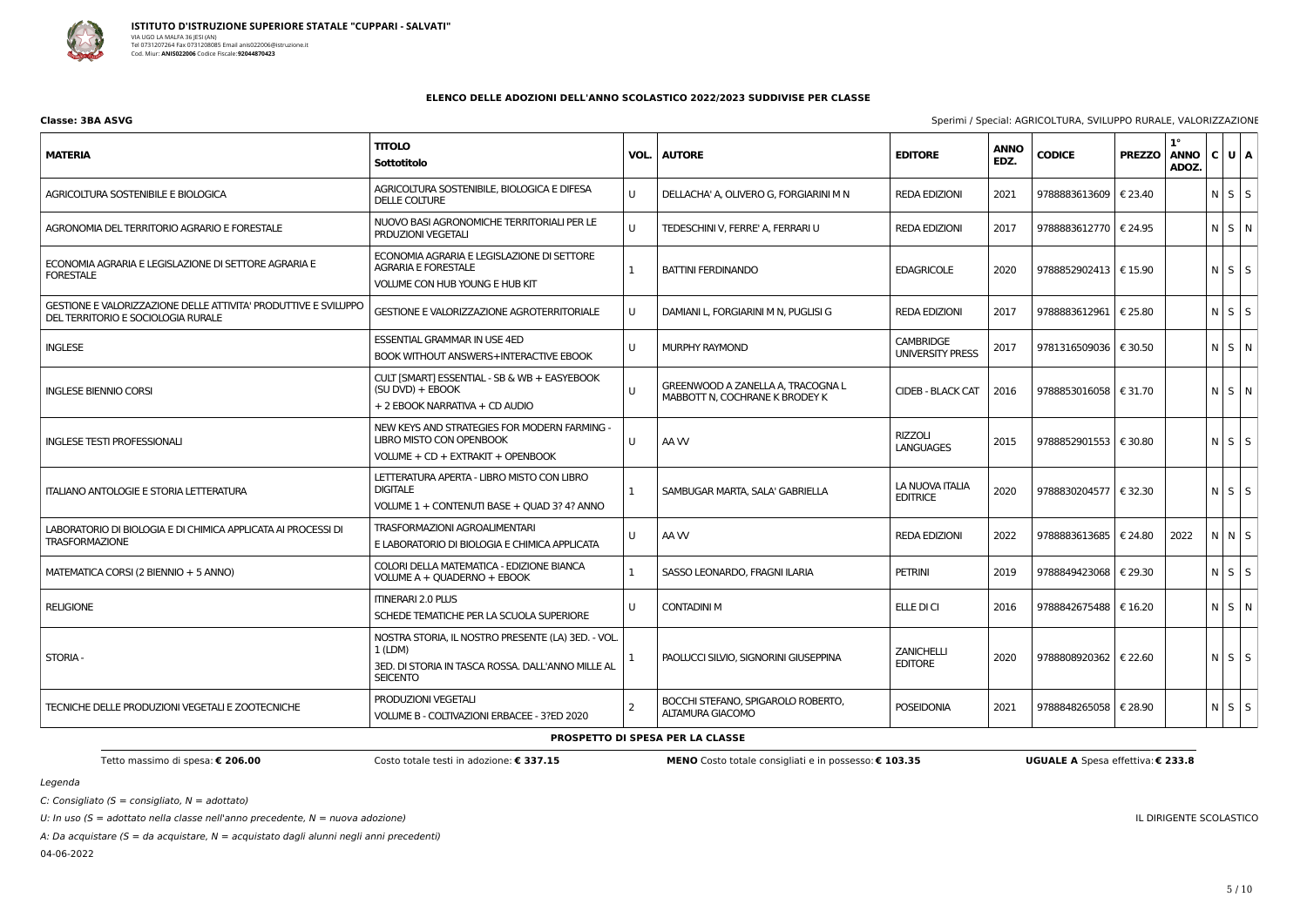**ISTITUTO D'ISTRUZIONE SUPERIORE STATALE "CUPPARI - SALVATI"**
VIA UGO LA MALFA 36 JESI (AN)
Tel 0731207264 Fax 0731208085 Email anis022006@istruzione.it
Cod. Miur: **ANIS022006** Codice Fiscale: **92044870423**

## ELENCO DELLE ADOZIONI DELL'ANNO SCOLASTICO 2022/2023 SUDDIVISE PER CLASSE

**Classe: 3BA ASVG**

Sperimi / Special: AGRICOLTURA, SVILUPPO RURALE, VALORIZZAZIONE

| MATERIA | TITOLO Sottotitolo | VOL. | AUTORE | EDITORE | ANNO EDZ. | CODICE | PREZZO | 1° ANNO ADOZ. | C | U | A |
|---|---|---|---|---|---|---|---|---|---|---|---|
| AGRICOLTURA SOSTENIBILE E BIOLOGICA | AGRICOLTURA SOSTENIBILE, BIOLOGICA E DIFESA DELLE COLTURE | U | DELLACHA' A, OLIVERO G, FORGIARINI M N | REDA EDIZIONI | 2021 | 9788883613609 | € 23.40 | | N | S | S |
| AGRONOMIA DEL TERRITORIO AGRARIO E FORESTALE | NUOVO BASI AGRONOMICHE TERRITORIALI PER LE PRDUZIONI VEGETALI | U | TEDESCHINI V, FERRE' A, FERRARI U | REDA EDIZIONI | 2017 | 9788883612770 | € 24.95 | | N | S | N |
| ECONOMIA AGRARIA E LEGISLAZIONE DI SETTORE AGRARIA E FORESTALE | ECONOMIA AGRARIA E LEGISLAZIONE DI SETTORE AGRARIA E FORESTALE VOLUME CON HUB YOUNG E HUB KIT | 1 | BATTINI FERDINANDO | EDAGRICOLE | 2020 | 9788852902413 | € 15.90 | | N | S | S |
| GESTIONE E VALORIZZAZIONE DELLE ATTIVITA' PRODUTTIVE E SVILUPPO DEL TERRITORIO E SOCIOLOGIA RURALE | GESTIONE E VALORIZZAZIONE AGROTERRITORIALE | U | DAMIANI L, FORGIARINI M N, PUGLISI G | REDA EDIZIONI | 2017 | 9788883612961 | € 25.80 | | N | S | S |
| INGLESE | ESSENTIAL GRAMMAR IN USE 4ED BOOK WITHOUT ANSWERS+INTERACTIVE EBOOK | U | MURPHY RAYMOND | CAMBRIDGE UNIVERSITY PRESS | 2017 | 9781316509036 | € 30.50 | | N | S | N |
| INGLESE BIENNIO CORSI | CULT [SMART] ESSENTIAL - SB & WB + EASYEBOOK (SU DVD) + EBOOK + 2 EBOOK NARRATIVA + CD AUDIO | U | GREENWOOD A ZANELLA A, TRACOGNA L MABBOTT N, COCHRANE K BRODEY K | CIDEB - BLACK CAT | 2016 | 9788853016058 | € 31.70 | | N | S | N |
| INGLESE TESTI PROFESSIONALI | NEW KEYS AND STRATEGIES FOR MODERN FARMING - LIBRO MISTO CON OPENBOOK VOLUME + CD + EXTRAKIT + OPENBOOK | U | AA VV | RIZZOLI LANGUAGES | 2015 | 9788852901553 | € 30.80 | | N | S | S |
| ITALIANO ANTOLOGIE E STORIA LETTERATURA | LETTERATURA APERTA - LIBRO MISTO CON LIBRO DIGITALE VOLUME 1 + CONTENUTI BASE + QUAD 3? 4? ANNO | 1 | SAMBUGAR MARTA, SALA' GABRIELLA | LA NUOVA ITALIA EDITRICE | 2020 | 9788830204577 | € 32.30 | | N | S | S |
| LABORATORIO DI BIOLOGIA E DI CHIMICA APPLICATA AI PROCESSI DI TRASFORMAZIONE | TRASFORMAZIONI AGROALIMENTARI E LABORATORIO DI BIOLOGIA E CHIMICA APPLICATA | U | AA VV | REDA EDIZIONI | 2022 | 9788883613685 | € 24.80 | 2022 | N | N | S |
| MATEMATICA CORSI (2 BIENNIO + 5 ANNO) | COLORI DELLA MATEMATICA - EDIZIONE BIANCA VOLUME A + QUADERNO + EBOOK | 1 | SASSO LEONARDO, FRAGNI ILARIA | PETRINI | 2019 | 9788849423068 | € 29.30 | | N | S | S |
| RELIGIONE | ITINERARI 2.0 PLUS SCHEDE TEMATICHE PER LA SCUOLA SUPERIORE | U | CONTADINI M | ELLE DI CI | 2016 | 9788842675488 | € 16.20 | | N | S | N |
| STORIA - | NOSTRA STORIA, IL NOSTRO PRESENTE (LA) 3ED. - VOL. 1 (LDM) 3ED. DI STORIA IN TASCA ROSSA. DALL'ANNO MILLE AL SEICENTO | 1 | PAOLUCCI SILVIO, SIGNORINI GIUSEPPINA | ZANICHELLI EDITORE | 2020 | 9788808920362 | € 22.60 | | N | S | S |
| TECNICHE DELLE PRODUZIONI VEGETALI E ZOOTECNICHE | PRODUZIONI VEGETALI VOLUME B - COLTIVAZIONI ERBACEE - 3?ED 2020 | 2 | BOCCHI STEFANO, SPIGAROLO ROBERTO, ALTAMURA GIACOMO | POSEIDONIA | 2021 | 9788848265058 | € 28.90 | | N | S | S |

**PROSPETTO DI SPESA PER LA CLASSE**

Tetto massimo di spesa: **€ 206.00** — Costo totale testi in adozione: **€ 337.15** — **MENO** Costo totale consigliati e in possesso: **€ 103.35** — **UGUALE A** Spesa effettiva: **€ 233.8**

*Legenda*

*C: Consigliato (S = consigliato, N = adottato)*

*U: In uso (S = adottato nella classe nell'anno precedente, N = nuova adozione)*

*A: Da acquistare (S = da acquistare, N = acquistato dagli alunni negli anni precedenti)*

04-06-2022

IL DIRIGENTE SCOLASTICO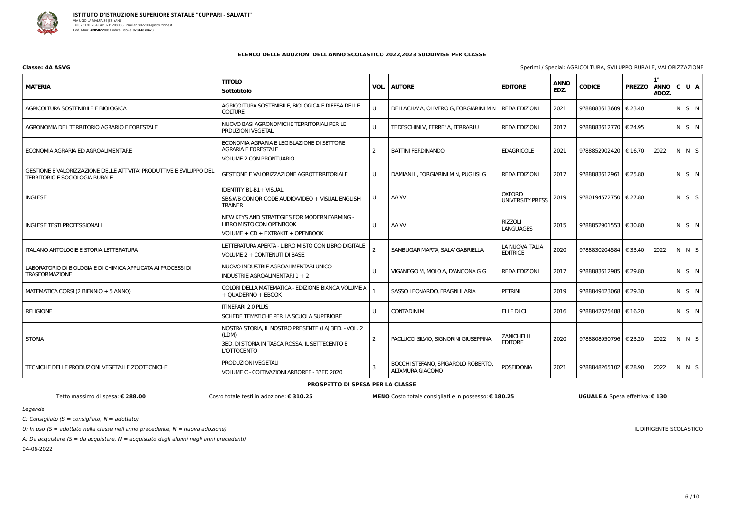**ISTITUTO D'ISTRUZIONE SUPERIORE STATALE "CUPPARI - SALVATI"**
VIA UGO LA MALFA 36 JESI (AN)
Tel 0731207264 Fax 0731208085 Email anis022006@istruzione.it
Cod. Miur: **ANIS022006** Codice Fiscale: **92044870423**

## ELENCO DELLE ADOZIONI DELL'ANNO SCOLASTICO 2022/2023 SUDDIVISE PER CLASSE

**Classe: 4A ASVG**

Sperimi / Special: AGRICOLTURA, SVILUPPO RURALE, VALORIZZAZIONE

| MATERIA | TITOLO Sottotitolo | VOL. | AUTORE | EDITORE | ANNO EDZ. | CODICE | PREZZO | 1° ANNO ADOZ. | C | U | A |
|---|---|---|---|---|---|---|---|---|---|---|---|
| AGRICOLTURA SOSTENIBILE E BIOLOGICA | AGRICOLTURA SOSTENIBILE, BIOLOGICA E DIFESA DELLE COLTURE | U | DELLACHA' A, OLIVERO G, FORGIARINI M N | REDA EDIZIONI | 2021 | 9788883613609 | € 23.40 | | N | S | N |
| AGRONOMIA DEL TERRITORIO AGRARIO E FORESTALE | NUOVO BASI AGRONOMICHE TERRITORIALI PER LE PRDUZIONI VEGETALI | U | TEDESCHINI V, FERRE' A, FERRARI U | REDA EDIZIONI | 2017 | 9788883612770 | € 24.95 | | N | S | N |
| ECONOMIA AGRARIA ED AGROALIMENTARE | ECONOMIA AGRARIA E LEGISLAZIONE DI SETTORE AGRARIA E FORESTALE<br>VOLUME 2 CON PRONTUARIO | 2 | BATTINI FERDINANDO | EDAGRICOLE | 2021 | 9788852902420 | € 16.70 | 2022 | N | N | S |
| GESTIONE E VALORIZZAZIONE DELLE ATTIVITA' PRODUTTIVE E SVILUPPO DEL TERRITORIO E SOCIOLOGIA RURALE | GESTIONE E VALORIZZAZIONE AGROTERRITORIALE | U | DAMIANI L, FORGIARINI M N, PUGLISI G | REDA EDIZIONI | 2017 | 9788883612961 | € 25.80 | | N | S | N |
| INGLESE | IDENTITY B1-B1+ VISUAL<br>SB&WB CON QR CODE AUDIO/VIDEO + VISUAL ENGLISH TRAINER | U | AA VV | OXFORD UNIVERSITY PRESS | 2019 | 9780194572750 | € 27.80 | | N | S | S |
| INGLESE TESTI PROFESSIONALI | NEW KEYS AND STRATEGIES FOR MODERN FARMING - LIBRO MISTO CON OPENBOOK<br>VOLUME + CD + EXTRAKIT + OPENBOOK | U | AA VV | RIZZOLI LANGUAGES | 2015 | 9788852901553 | € 30.80 | | N | S | N |
| ITALIANO ANTOLOGIE E STORIA LETTERATURA | LETTERATURA APERTA - LIBRO MISTO CON LIBRO DIGITALE<br>VOLUME 2 + CONTENUTI DI BASE | 2 | SAMBUGAR MARTA, SALA' GABRIELLA | LA NUOVA ITALIA EDITRICE | 2020 | 9788830204584 | € 33.40 | 2022 | N | N | S |
| LABORATORIO DI BIOLOGIA E DI CHIMICA APPLICATA AI PROCESSI DI TRASFORMAZIONE | NUOVO INDUSTRIE AGROALIMENTARI UNICO<br>INDUSTRIE AGROALIMENTARI 1 + 2 | U | VIGANEGO M, MOLO A, D'ANCONA G G | REDA EDIZIONI | 2017 | 9788883612985 | € 29.80 | | N | S | N |
| MATEMATICA CORSI (2 BIENNIO + 5 ANNO) | COLORI DELLA MATEMATICA - EDIZIONE BIANCA VOLUME A + QUADERNO + EBOOK | 1 | SASSO LEONARDO, FRAGNI ILARIA | PETRINI | 2019 | 9788849423068 | € 29.30 | | N | S | N |
| RELIGIONE | ITINERARI 2.0 PLUS<br>SCHEDE TEMATICHE PER LA SCUOLA SUPERIORE | U | CONTADINI M | ELLE DI CI | 2016 | 9788842675488 | € 16.20 | | N | S | N |
| STORIA | NOSTRA STORIA, IL NOSTRO PRESENTE (LA) 3ED. - VOL. 2 (LDM)<br>3ED. DI STORIA IN TASCA ROSSA. IL SETTECENTO E L'OTTOCENTO | 2 | PAOLUCCI SILVIO, SIGNORINI GIUSEPPINA | ZANICHELLI EDITORE | 2020 | 9788808950796 | € 23.20 | 2022 | N | N | S |
| TECNICHE DELLE PRODUZIONI VEGETALI E ZOOTECNICHE | PRODUZIONI VEGETALI<br>VOLUME C - COLTIVAZIONI ARBOREE - 3?ED 2020 | 3 | BOCCHI STEFANO, SPIGAROLO ROBERTO, ALTAMURA GIACOMO | POSEIDONIA | 2021 | 9788848265102 | € 28.90 | 2022 | N | N | S |

**PROSPETTO DI SPESA PER LA CLASSE**

Tetto massimo di spesa: **€ 288.00** | Costo totale testi in adozione: **€ 310.25** | **MENO** Costo totale consigliati e in possesso: **€ 180.25** | **UGUALE A** Spesa effettiva: **€ 130**

*Legenda*

*C: Consigliato (S = consigliato, N = adottato)*

*U: In uso (S = adottato nella classe nell'anno precedente, N = nuova adozione)*

*A: Da acquistare (S = da acquistare, N = acquistato dagli alunni negli anni precedenti)*

IL DIRIGENTE SCOLASTICO

04-06-2022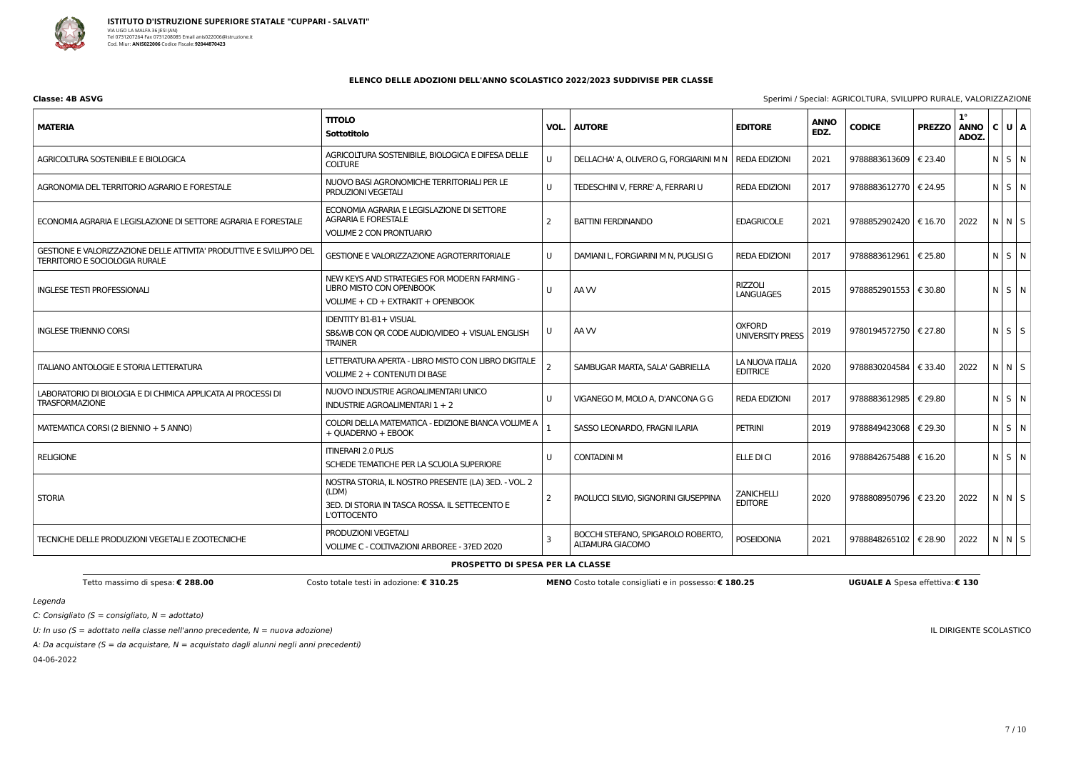**ISTITUTO D'ISTRUZIONE SUPERIORE STATALE "CUPPARI - SALVATI"**
VIA UGO LA MALFA 36 JESI (AN)
Tel 0731207264 Fax 0731208085 Email anis022006@istruzione.it
Cod. Miur: **ANIS022006** Codice Fiscale: **92044870423**

## ELENCO DELLE ADOZIONI DELL'ANNO SCOLASTICO 2022/2023 SUDDIVISE PER CLASSE

**Classe: 4B ASVG**

Sperimi / Special: AGRICOLTURA, SVILUPPO RURALE, VALORIZZAZIONE

| MATERIA | TITOLO<br>Sottotitolo | VOL. | AUTORE | EDITORE | ANNO EDZ. | CODICE | PREZZO | 1° ANNO ADOZ. | C | U | A |
|---|---|---|---|---|---|---|---|---|---|---|---|
| AGRICOLTURA SOSTENIBILE E BIOLOGICA | AGRICOLTURA SOSTENIBILE, BIOLOGICA E DIFESA DELLE COLTURE | U | DELLACHA' A, OLIVERO G, FORGIARINI M N | REDA EDIZIONI | 2021 | 9788883613609 | € 23.40 | | N | S | N |
| AGRONOMIA DEL TERRITORIO AGRARIO E FORESTALE | NUOVO BASI AGRONOMICHE TERRITORIALI PER LE PRDUZIONI VEGETALI | U | TEDESCHINI V, FERRE' A, FERRARI U | REDA EDIZIONI | 2017 | 9788883612770 | € 24.95 | | N | S | N |
| ECONOMIA AGRARIA E LEGISLAZIONE DI SETTORE AGRARIA E FORESTALE | ECONOMIA AGRARIA E LEGISLAZIONE DI SETTORE AGRARIA E FORESTALE<br>VOLUME 2 CON PRONTUARIO | 2 | BATTINI FERDINANDO | EDAGRICOLE | 2021 | 9788852902420 | € 16.70 | 2022 | N | N | S |
| GESTIONE E VALORIZZAZIONE DELLE ATTIVITA' PRODUTTIVE E SVILUPPO DEL TERRITORIO E SOCIOLOGIA RURALE | GESTIONE E VALORIZZAZIONE AGROTERRITORIALE | U | DAMIANI L, FORGIARINI M N, PUGLISI G | REDA EDIZIONI | 2017 | 9788883612961 | € 25.80 | | N | S | N |
| INGLESE TESTI PROFESSIONALI | NEW KEYS AND STRATEGIES FOR MODERN FARMING - LIBRO MISTO CON OPENBOOK<br>VOLUME + CD + EXTRAKIT + OPENBOOK | U | AA VV | RIZZOLI LANGUAGES | 2015 | 9788852901553 | € 30.80 | | N | S | N |
| INGLESE TRIENNIO CORSI | IDENTITY B1-B1+ VISUAL<br>SB&WB CON QR CODE AUDIO/VIDEO + VISUAL ENGLISH TRAINER | U | AA VV | OXFORD UNIVERSITY PRESS | 2019 | 9780194572750 | € 27.80 | | N | S | S |
| ITALIANO ANTOLOGIE E STORIA LETTERATURA | LETTERATURA APERTA - LIBRO MISTO CON LIBRO DIGITALE<br>VOLUME 2 + CONTENUTI DI BASE | 2 | SAMBUGAR MARTA, SALA' GABRIELLA | LA NUOVA ITALIA EDITRICE | 2020 | 9788830204584 | € 33.40 | 2022 | N | N | S |
| LABORATORIO DI BIOLOGIA E DI CHIMICA APPLICATA AI PROCESSI DI TRASFORMAZIONE | NUOVO INDUSTRIE AGROALIMENTARI UNICO<br>INDUSTRIE AGROALIMENTARI 1 + 2 | U | VIGANEGO M, MOLO A, D'ANCONA G G | REDA EDIZIONI | 2017 | 9788883612985 | € 29.80 | | N | S | N |
| MATEMATICA CORSI (2 BIENNIO + 5 ANNO) | COLORI DELLA MATEMATICA - EDIZIONE BIANCA VOLUME A + QUADERNO + EBOOK | 1 | SASSO LEONARDO, FRAGNI ILARIA | PETRINI | 2019 | 9788849423068 | € 29.30 | | N | S | N |
| RELIGIONE | ITINERARI 2.0 PLUS<br>SCHEDE TEMATICHE PER LA SCUOLA SUPERIORE | U | CONTADINI M | ELLE DI CI | 2016 | 9788842675488 | € 16.20 | | N | S | N |
| STORIA | NOSTRA STORIA, IL NOSTRO PRESENTE (LA) 3ED. - VOL. 2 (LDM)<br>3ED. DI STORIA IN TASCA ROSSA. IL SETTECENTO E L'OTTOCENTO | 2 | PAOLUCCI SILVIO, SIGNORINI GIUSEPPINA | ZANICHELLI EDITORE | 2020 | 9788808950796 | € 23.20 | 2022 | N | N | S |
| TECNICHE DELLE PRODUZIONI VEGETALI E ZOOTECNICHE | PRODUZIONI VEGETALI<br>VOLUME C - COLTIVAZIONI ARBOREE - 3?ED 2020 | 3 | BOCCHI STEFANO, SPIGAROLO ROBERTO, ALTAMURA GIACOMO | POSEIDONIA | 2021 | 9788848265102 | € 28.90 | 2022 | N | N | S |

**PROSPETTO DI SPESA PER LA CLASSE**

Tetto massimo di spesa: **€ 288.00** Costo totale testi in adozione: **€ 310.25** **MENO** Costo totale consigliati e in possesso: **€ 180.25** **UGUALE A** Spesa effettiva: **€ 130**

*Legenda*

*C: Consigliato (S = consigliato, N = adottato)*

*U: In uso (S = adottato nella classe nell'anno precedente, N = nuova adozione)*

*A: Da acquistare (S = da acquistare, N = acquistato dagli alunni negli anni precedenti)*

04-06-2022

IL DIRIGENTE SCOLASTICO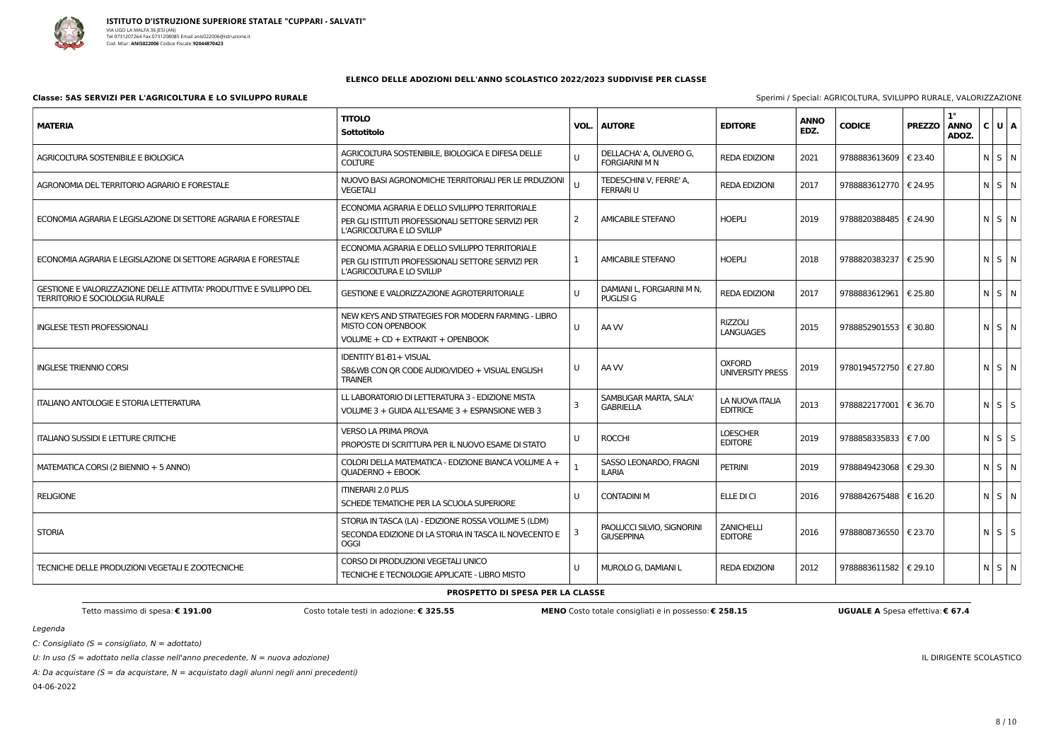**ISTITUTO D'ISTRUZIONE SUPERIORE STATALE "CUPPARI - SALVATI"**
VIA UGO LA MALFA 36 JESI (AN)
Tel 0731207264 Fax 0731208085 Email anis022006@istruzione.it
Cod. Miur: **ANIS022006** Codice Fiscale: **92044870423**

## ELENCO DELLE ADOZIONI DELL'ANNO SCOLASTICO 2022/2023 SUDDIVISE PER CLASSE

**Classe: 5AS SERVIZI PER L'AGRICOLTURA E LO SVILUPPO RURALE**

Sperimi / Special: AGRICOLTURA, SVILUPPO RURALE, VALORIZZAZIONE

| MATERIA | TITOLO / Sottotitolo | VOL. | AUTORE | EDITORE | ANNO EDZ. | CODICE | PREZZO | 1° ANNO ADOZ. | C | U | A |
|---|---|---|---|---|---|---|---|---|---|---|---|
| AGRICOLTURA SOSTENIBILE E BIOLOGICA | AGRICOLTURA SOSTENIBILE, BIOLOGICA E DIFESA DELLE COLTURE | U | DELLACHA' A, OLIVERO G, FORGIARINI M N | REDA EDIZIONI | 2021 | 9788883613609 | € 23.40 | | N | S | N |
| AGRONOMIA DEL TERRITORIO AGRARIO E FORESTALE | NUOVO BASI AGRONOMICHE TERRITORIALI PER LE PRDUZIONI VEGETALI | U | TEDESCHINI V, FERRE' A, FERRARI U | REDA EDIZIONI | 2017 | 9788883612770 | € 24.95 | | N | S | N |
| ECONOMIA AGRARIA E LEGISLAZIONE DI SETTORE AGRARIA E FORESTALE | ECONOMIA AGRARIA E DELLO SVILUPPO TERRITORIALE<br>PER GLI ISTITUTI PROFESSIONALI SETTORE SERVIZI PER L'AGRICOLTURA E LO SVILUP | 2 | AMICABILE STEFANO | HOEPLI | 2019 | 9788820388485 | € 24.90 | | N | S | N |
| ECONOMIA AGRARIA E LEGISLAZIONE DI SETTORE AGRARIA E FORESTALE | ECONOMIA AGRARIA E DELLO SVILUPPO TERRITORIALE<br>PER GLI ISTITUTI PROFESSIONALI SETTORE SERVIZI PER L'AGRICOLTURA E LO SVILUP | 1 | AMICABILE STEFANO | HOEPLI | 2018 | 9788820383237 | € 25.90 | | N | S | N |
| GESTIONE E VALORIZZAZIONE DELLE ATTIVITA' PRODUTTIVE E SVILUPPO DEL TERRITORIO E SOCIOLOGIA RURALE | GESTIONE E VALORIZZAZIONE AGROTERRITORIALE | U | DAMIANI L, FORGIARINI M N, PUGLISI G | REDA EDIZIONI | 2017 | 9788883612961 | € 25.80 | | N | S | N |
| INGLESE TESTI PROFESSIONALI | NEW KEYS AND STRATEGIES FOR MODERN FARMING - LIBRO MISTO CON OPENBOOK<br>VOLUME + CD + EXTRAKIT + OPENBOOK | U | AA VV | RIZZOLI LANGUAGES | 2015 | 9788852901553 | € 30.80 | | N | S | N |
| INGLESE TRIENNIO CORSI | IDENTITY B1-B1+ VISUAL<br>SB&WB CON QR CODE AUDIO/VIDEO + VISUAL ENGLISH TRAINER | U | AA VV | OXFORD UNIVERSITY PRESS | 2019 | 9780194572750 | € 27.80 | | N | S | N |
| ITALIANO ANTOLOGIE E STORIA LETTERATURA | LL LABORATORIO DI LETTERATURA 3 - EDIZIONE MISTA<br>VOLUME 3 + GUIDA ALL'ESAME 3 + ESPANSIONE WEB 3 | 3 | SAMBUGAR MARTA, SALA' GABRIELLA | LA NUOVA ITALIA EDITRICE | 2013 | 9788822177001 | € 36.70 | | N | S | S |
| ITALIANO SUSSIDI E LETTURE CRITICHE | VERSO LA PRIMA PROVA<br>PROPOSTE DI SCRITTURA PER IL NUOVO ESAME DI STATO | U | ROCCHI | LOESCHER EDITORE | 2019 | 9788858335833 | € 7.00 | | N | S | S |
| MATEMATICA CORSI (2 BIENNIO + 5 ANNO) | COLORI DELLA MATEMATICA - EDIZIONE BIANCA VOLUME A + QUADERNO + EBOOK | 1 | SASSO LEONARDO, FRAGNI ILARIA | PETRINI | 2019 | 9788849423068 | € 29.30 | | N | S | N |
| RELIGIONE | ITINERARI 2.0 PLUS<br>SCHEDE TEMATICHE PER LA SCUOLA SUPERIORE | U | CONTADINI M | ELLE DI CI | 2016 | 9788842675488 | € 16.20 | | N | S | N |
| STORIA | STORIA IN TASCA (LA) - EDIZIONE ROSSA VOLUME 5 (LDM)<br>SECONDA EDIZIONE DI LA STORIA IN TASCA IL NOVECENTO E OGGI | 3 | PAOLUCCI SILVIO, SIGNORINI GIUSEPPINA | ZANICHELLI EDITORE | 2016 | 9788808736550 | € 23.70 | | N | S | S |
| TECNICHE DELLE PRODUZIONI VEGETALI E ZOOTECNICHE | CORSO DI PRODUZIONI VEGETALI UNICO<br>TECNICHE E TECNOLOGIE APPLICATE - LIBRO MISTO | U | MUROLO G, DAMIANI L | REDA EDIZIONI | 2012 | 9788883611582 | € 29.10 | | N | S | N |

**PROSPETTO DI SPESA PER LA CLASSE**

Tetto massimo di spesa: **€ 191.00** Costo totale testi in adozione: **€ 325.55** **MENO** Costo totale consigliati e in possesso: **€ 258.15** **UGUALE A** Spesa effettiva: **€ 67.4**

*Legenda*

*C: Consigliato (S = consigliato, N = adottato)*

*U: In uso (S = adottato nella classe nell'anno precedente, N = nuova adozione)*

*A: Da acquistare (S = da acquistare, N = acquistato dagli alunni negli anni precedenti)*

04-06-2022

IL DIRIGENTE SCOLASTICO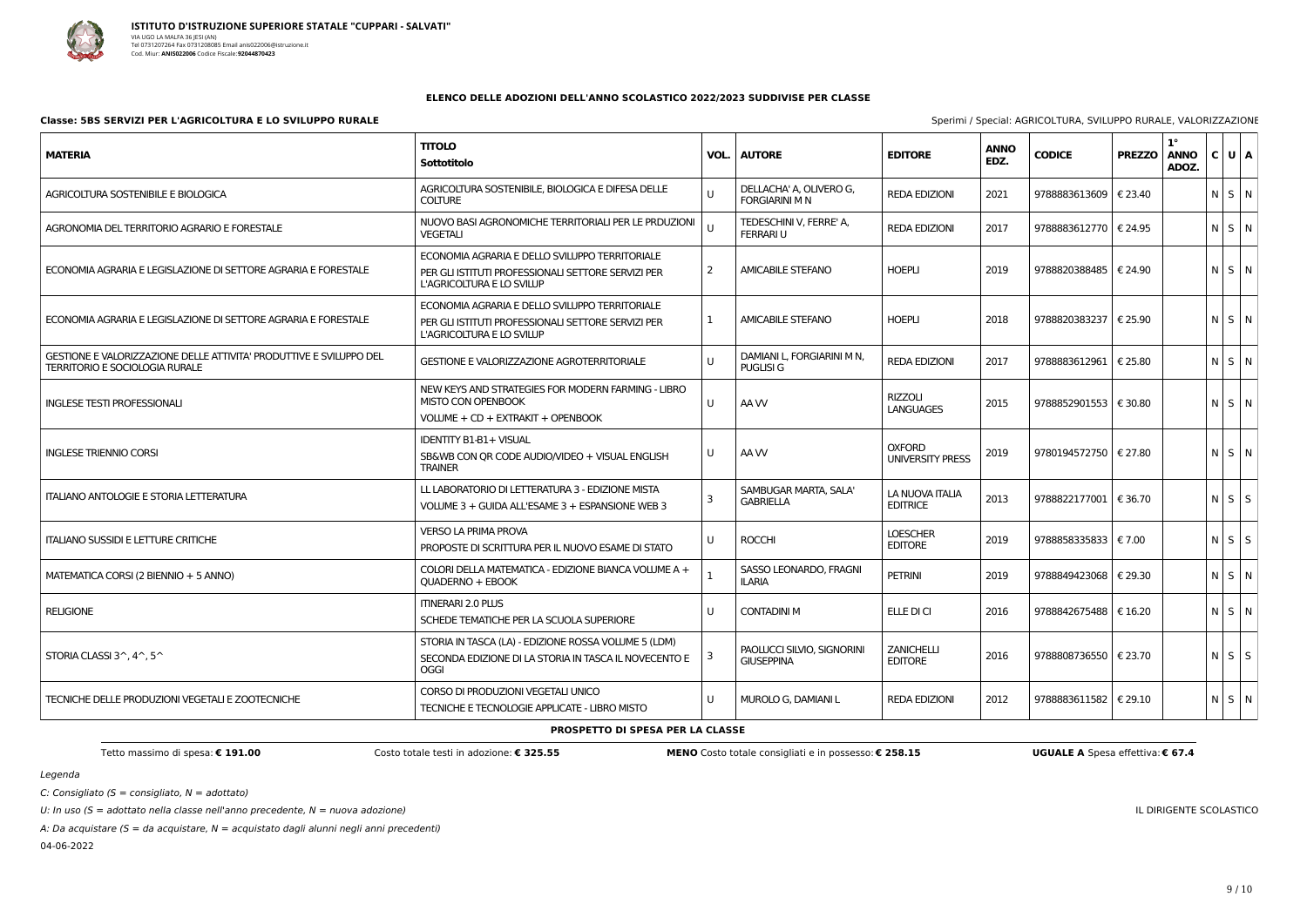**ISTITUTO D'ISTRUZIONE SUPERIORE STATALE "CUPPARI - SALVATI"**
VIA UGO LA MALFA 36 JESI (AN)
Tel 0731207264 Fax 0731208085 Email anis022006@istruzione.it
Cod. Miur: **ANIS022006** Codice Fiscale: **92044870423**

## ELENCO DELLE ADOZIONI DELL'ANNO SCOLASTICO 2022/2023 SUDDIVISE PER CLASSE

**Classe: 5BS SERVIZI PER L'AGRICOLTURA E LO SVILUPPO RURALE**

Sperimi / Special: AGRICOLTURA, SVILUPPO RURALE, VALORIZZAZIONE

| MATERIA | TITOLO<br>Sottotitolo | VOL. | AUTORE | EDITORE | ANNO EDZ. | CODICE | PREZZO | 1° ANNO ADOZ. | C | U | A |
|---|---|---|---|---|---|---|---|---|---|---|---|
| AGRICOLTURA SOSTENIBILE E BIOLOGICA | AGRICOLTURA SOSTENIBILE, BIOLOGICA E DIFESA DELLE COLTURE | U | DELLACHA' A, OLIVERO G, FORGIARINI M N | REDA EDIZIONI | 2021 | 9788883613609 | € 23.40 | | N | S | N |
| AGRONOMIA DEL TERRITORIO AGRARIO E FORESTALE | NUOVO BASI AGRONOMICHE TERRITORIALI PER LE PRDUZIONI VEGETALI | U | TEDESCHINI V, FERRE' A, FERRARI U | REDA EDIZIONI | 2017 | 9788883612770 | € 24.95 | | N | S | N |
| ECONOMIA AGRARIA E LEGISLAZIONE DI SETTORE AGRARIA E FORESTALE | ECONOMIA AGRARIA E DELLO SVILUPPO TERRITORIALE<br>PER GLI ISTITUTI PROFESSIONALI SETTORE SERVIZI PER L'AGRICOLTURA E LO SVILUP | 2 | AMICABILE STEFANO | HOEPLI | 2019 | 9788820388485 | € 24.90 | | N | S | N |
| ECONOMIA AGRARIA E LEGISLAZIONE DI SETTORE AGRARIA E FORESTALE | ECONOMIA AGRARIA E DELLO SVILUPPO TERRITORIALE<br>PER GLI ISTITUTI PROFESSIONALI SETTORE SERVIZI PER L'AGRICOLTURA E LO SVILUP | 1 | AMICABILE STEFANO | HOEPLI | 2018 | 9788820383237 | € 25.90 | | N | S | N |
| GESTIONE E VALORIZZAZIONE DELLE ATTIVITA' PRODUTTIVE E SVILUPPO DEL TERRITORIO E SOCIOLOGIA RURALE | GESTIONE E VALORIZZAZIONE AGROTERRITORIALE | U | DAMIANI L, FORGIARINI M N, PUGLISI G | REDA EDIZIONI | 2017 | 9788883612961 | € 25.80 | | N | S | N |
| INGLESE TESTI PROFESSIONALI | NEW KEYS AND STRATEGIES FOR MODERN FARMING - LIBRO MISTO CON OPENBOOK<br>VOLUME + CD + EXTRAKIT + OPENBOOK | U | AA VV | RIZZOLI LANGUAGES | 2015 | 9788852901553 | € 30.80 | | N | S | N |
| INGLESE TRIENNIO CORSI | IDENTITY B1-B1+ VISUAL<br>SB&WB CON QR CODE AUDIO/VIDEO + VISUAL ENGLISH TRAINER | U | AA VV | OXFORD UNIVERSITY PRESS | 2019 | 9780194572750 | € 27.80 | | N | S | N |
| ITALIANO ANTOLOGIE E STORIA LETTERATURA | LL LABORATORIO DI LETTERATURA 3 - EDIZIONE MISTA<br>VOLUME 3 + GUIDA ALL'ESAME 3 + ESPANSIONE WEB 3 | 3 | SAMBUGAR MARTA, SALA' GABRIELLA | LA NUOVA ITALIA EDITRICE | 2013 | 9788822177001 | € 36.70 | | N | S | S |
| ITALIANO SUSSIDI E LETTURE CRITICHE | VERSO LA PRIMA PROVA<br>PROPOSTE DI SCRITTURA PER IL NUOVO ESAME DI STATO | U | ROCCHI | LOESCHER EDITORE | 2019 | 9788858335833 | € 7.00 | | N | S | S |
| MATEMATICA CORSI (2 BIENNIO + 5 ANNO) | COLORI DELLA MATEMATICA - EDIZIONE BIANCA VOLUME A + QUADERNO + EBOOK | 1 | SASSO LEONARDO, FRAGNI ILARIA | PETRINI | 2019 | 9788849423068 | € 29.30 | | N | S | N |
| RELIGIONE | ITINERARI 2.0 PLUS<br>SCHEDE TEMATICHE PER LA SCUOLA SUPERIORE | U | CONTADINI M | ELLE DI CI | 2016 | 9788842675488 | € 16.20 | | N | S | N |
| STORIA CLASSI 3^, 4^, 5^ | STORIA IN TASCA (LA) - EDIZIONE ROSSA VOLUME 5 (LDM)<br>SECONDA EDIZIONE DI LA STORIA IN TASCA IL NOVECENTO E OGGI | 3 | PAOLUCCI SILVIO, SIGNORINI GIUSEPPINA | ZANICHELLI EDITORE | 2016 | 9788808736550 | € 23.70 | | N | S | S |
| TECNICHE DELLE PRODUZIONI VEGETALI E ZOOTECNICHE | CORSO DI PRODUZIONI VEGETALI UNICO<br>TECNICHE E TECNOLOGIE APPLICATE - LIBRO MISTO | U | MUROLO G, DAMIANI L | REDA EDIZIONI | 2012 | 9788883611582 | € 29.10 | | N | S | N |

**PROSPETTO DI SPESA PER LA CLASSE**

Tetto massimo di spesa: **€ 191.00** — Costo totale testi in adozione: **€ 325.55** — **MENO** Costo totale consigliati e in possesso: **€ 258.15** — **UGUALE A** Spesa effettiva: **€ 67.4**

*Legenda*

*C: Consigliato (S = consigliato, N = adottato)*

*U: In uso (S = adottato nella classe nell'anno precedente, N = nuova adozione)*

*A: Da acquistare (S = da acquistare, N = acquistato dagli alunni negli anni precedenti)*

04-06-2022

IL DIRIGENTE SCOLASTICO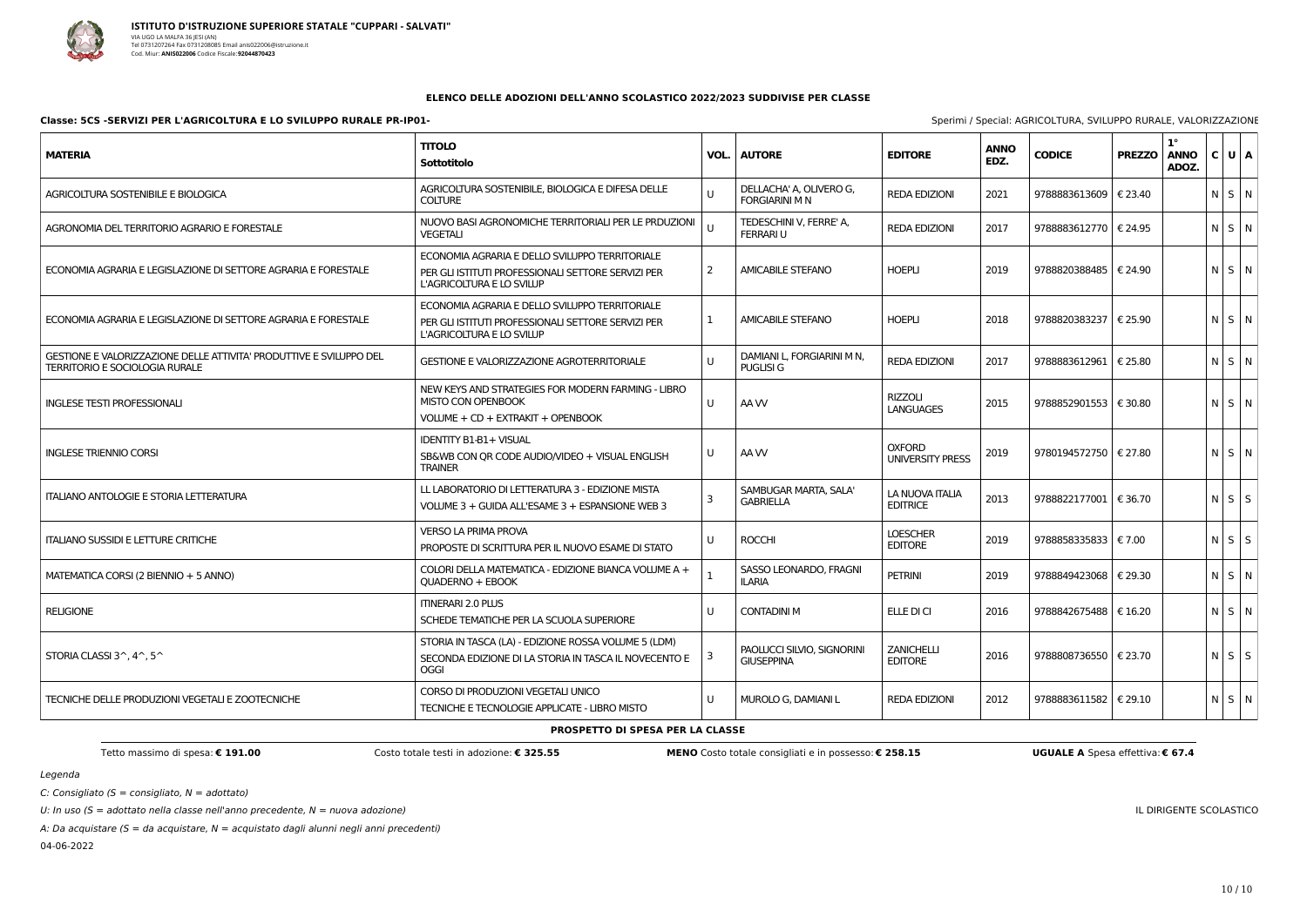**ISTITUTO D'ISTRUZIONE SUPERIORE STATALE "CUPPARI - SALVATI"**
VIA UGO LA MALFA 36 JESI (AN)
Tel 0731207264 Fax 0731208085 Email anis022006@istruzione.it
Cod. Miur: **ANIS022006** Codice Fiscale: **92044870423**

# ELENCO DELLE ADOZIONI DELL'ANNO SCOLASTICO 2022/2023 SUDDIVISE PER CLASSE

**Classe: 5CS -SERVIZI PER L'AGRICOLTURA E LO SVILUPPO RURALE PR-IP01-**

Sperimi / Special: AGRICOLTURA, SVILUPPO RURALE, VALORIZZAZIONE

| MATERIA | TITOLO<br>Sottotitolo | VOL. | AUTORE | EDITORE | ANNO EDZ. | CODICE | PREZZO | 1° ANNO ADOZ. | C | U | A |
|---|---|---|---|---|---|---|---|---|---|---|---|
| AGRICOLTURA SOSTENIBILE E BIOLOGICA | AGRICOLTURA SOSTENIBILE, BIOLOGICA E DIFESA DELLE COLTURE | U | DELLACHA' A, OLIVERO G, FORGIARINI M N | REDA EDIZIONI | 2021 | 9788883613609 | € 23.40 | | N | S | N |
| AGRONOMIA DEL TERRITORIO AGRARIO E FORESTALE | NUOVO BASI AGRONOMICHE TERRITORIALI PER LE PRDUZIONI VEGETALI | U | TEDESCHINI V, FERRE' A, FERRARI U | REDA EDIZIONI | 2017 | 9788883612770 | € 24.95 | | N | S | N |
| ECONOMIA AGRARIA E LEGISLAZIONE DI SETTORE AGRARIA E FORESTALE | ECONOMIA AGRARIA E DELLO SVILUPPO TERRITORIALE<br>PER GLI ISTITUTI PROFESSIONALI SETTORE SERVIZI PER L'AGRICOLTURA E LO SVILUP | 2 | AMICABILE STEFANO | HOEPLI | 2019 | 9788820388485 | € 24.90 | | N | S | N |
| ECONOMIA AGRARIA E LEGISLAZIONE DI SETTORE AGRARIA E FORESTALE | ECONOMIA AGRARIA E DELLO SVILUPPO TERRITORIALE<br>PER GLI ISTITUTI PROFESSIONALI SETTORE SERVIZI PER L'AGRICOLTURA E LO SVILUP | 1 | AMICABILE STEFANO | HOEPLI | 2018 | 9788820383237 | € 25.90 | | N | S | N |
| GESTIONE E VALORIZZAZIONE DELLE ATTIVITA' PRODUTTIVE E SVILUPPO DEL TERRITORIO E SOCIOLOGIA RURALE | GESTIONE E VALORIZZAZIONE AGROTERRITORIALE | U | DAMIANI L, FORGIARINI M N, PUGLISI G | REDA EDIZIONI | 2017 | 9788883612961 | € 25.80 | | N | S | N |
| INGLESE TESTI PROFESSIONALI | NEW KEYS AND STRATEGIES FOR MODERN FARMING - LIBRO MISTO CON OPENBOOK<br>VOLUME + CD + EXTRAKIT + OPENBOOK | U | AA VV | RIZZOLI LANGUAGES | 2015 | 9788852901553 | € 30.80 | | N | S | N |
| INGLESE TRIENNIO CORSI | IDENTITY B1-B1+ VISUAL<br>SB&WB CON QR CODE AUDIO/VIDEO + VISUAL ENGLISH TRAINER | U | AA VV | OXFORD UNIVERSITY PRESS | 2019 | 9780194572750 | € 27.80 | | N | S | N |
| ITALIANO ANTOLOGIE E STORIA LETTERATURA | LL LABORATORIO DI LETTERATURA 3 - EDIZIONE MISTA<br>VOLUME 3 + GUIDA ALL'ESAME 3 + ESPANSIONE WEB 3 | 3 | SAMBUGAR MARTA, SALA' GABRIELLA | LA NUOVA ITALIA EDITRICE | 2013 | 9788822177001 | € 36.70 | | N | S | S |
| ITALIANO SUSSIDI E LETTURE CRITICHE | VERSO LA PRIMA PROVA<br>PROPOSTE DI SCRITTURA PER IL NUOVO ESAME DI STATO | U | ROCCHI | LOESCHER EDITORE | 2019 | 9788858335833 | € 7.00 | | N | S | S |
| MATEMATICA CORSI (2 BIENNIO + 5 ANNO) | COLORI DELLA MATEMATICA - EDIZIONE BIANCA VOLUME A + QUADERNO + EBOOK | 1 | SASSO LEONARDO, FRAGNI ILARIA | PETRINI | 2019 | 9788849423068 | € 29.30 | | N | S | N |
| RELIGIONE | ITINERARI 2.0 PLUS<br>SCHEDE TEMATICHE PER LA SCUOLA SUPERIORE | U | CONTADINI M | ELLE DI CI | 2016 | 9788842675488 | € 16.20 | | N | S | N |
| STORIA CLASSI 3^, 4^, 5^ | STORIA IN TASCA (LA) - EDIZIONE ROSSA VOLUME 5 (LDM)<br>SECONDA EDIZIONE DI LA STORIA IN TASCA IL NOVECENTO E OGGI | 3 | PAOLUCCI SILVIO, SIGNORINI GIUSEPPINA | ZANICHELLI EDITORE | 2016 | 9788808736550 | € 23.70 | | N | S | S |
| TECNICHE DELLE PRODUZIONI VEGETALI E ZOOTECNICHE | CORSO DI PRODUZIONI VEGETALI UNICO<br>TECNICHE E TECNOLOGIE APPLICATE - LIBRO MISTO | U | MUROLO G, DAMIANI L | REDA EDIZIONI | 2012 | 9788883611582 | € 29.10 | | N | S | N |

**PROSPETTO DI SPESA PER LA CLASSE**

Tetto massimo di spesa: **€ 191.00** Costo totale testi in adozione: **€ 325.55** **MENO** Costo totale consigliati e in possesso: **€ 258.15** **UGUALE A** Spesa effettiva: **€ 67.4**

*Legenda*

*C: Consigliato (S = consigliato, N = adottato)*

*U: In uso (S = adottato nella classe nell'anno precedente, N = nuova adozione)*

*A: Da acquistare (S = da acquistare, N = acquistato dagli alunni negli anni precedenti)*

04-06-2022

IL DIRIGENTE SCOLASTICO